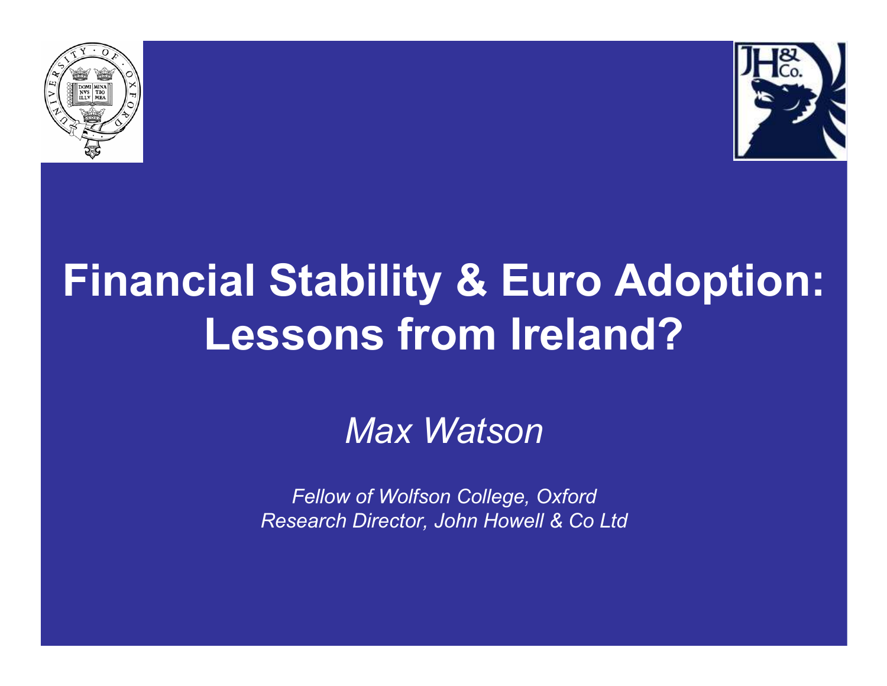# Financial Stability & Euro Adoption: Lessons from Ireland?

*Max Watson*

*Fellow of Wolfson College, Oxford*
*Research Director, John Howell & Co Ltd*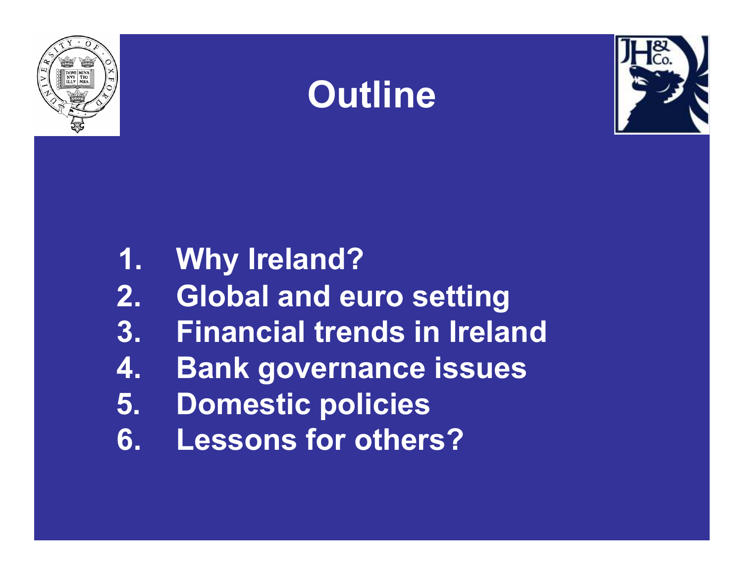# Outline

1. Why Ireland?
2. Global and euro setting
3. Financial trends in Ireland
4. Bank governance issues
5. Domestic policies
6. Lessons for others?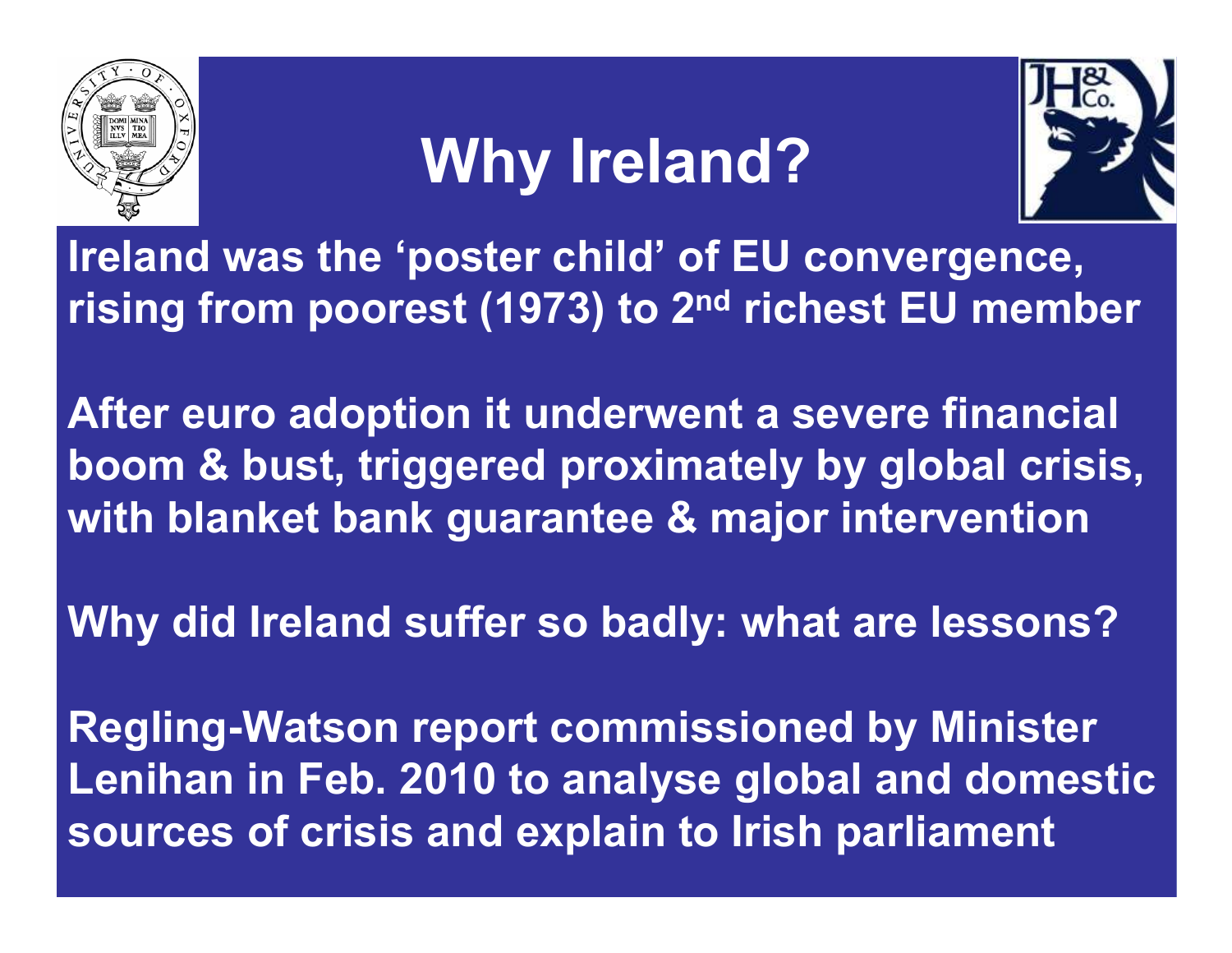# Why Ireland?

Ireland was the 'poster child' of EU convergence, rising from poorest (1973) to 2nd richest EU member

After euro adoption it underwent a severe financial boom & bust, triggered proximately by global crisis, with blanket bank guarantee & major intervention

Why did Ireland suffer so badly: what are lessons?

Regling-Watson report commissioned by Minister Lenihan in Feb. 2010 to analyse global and domestic sources of crisis and explain to Irish parliament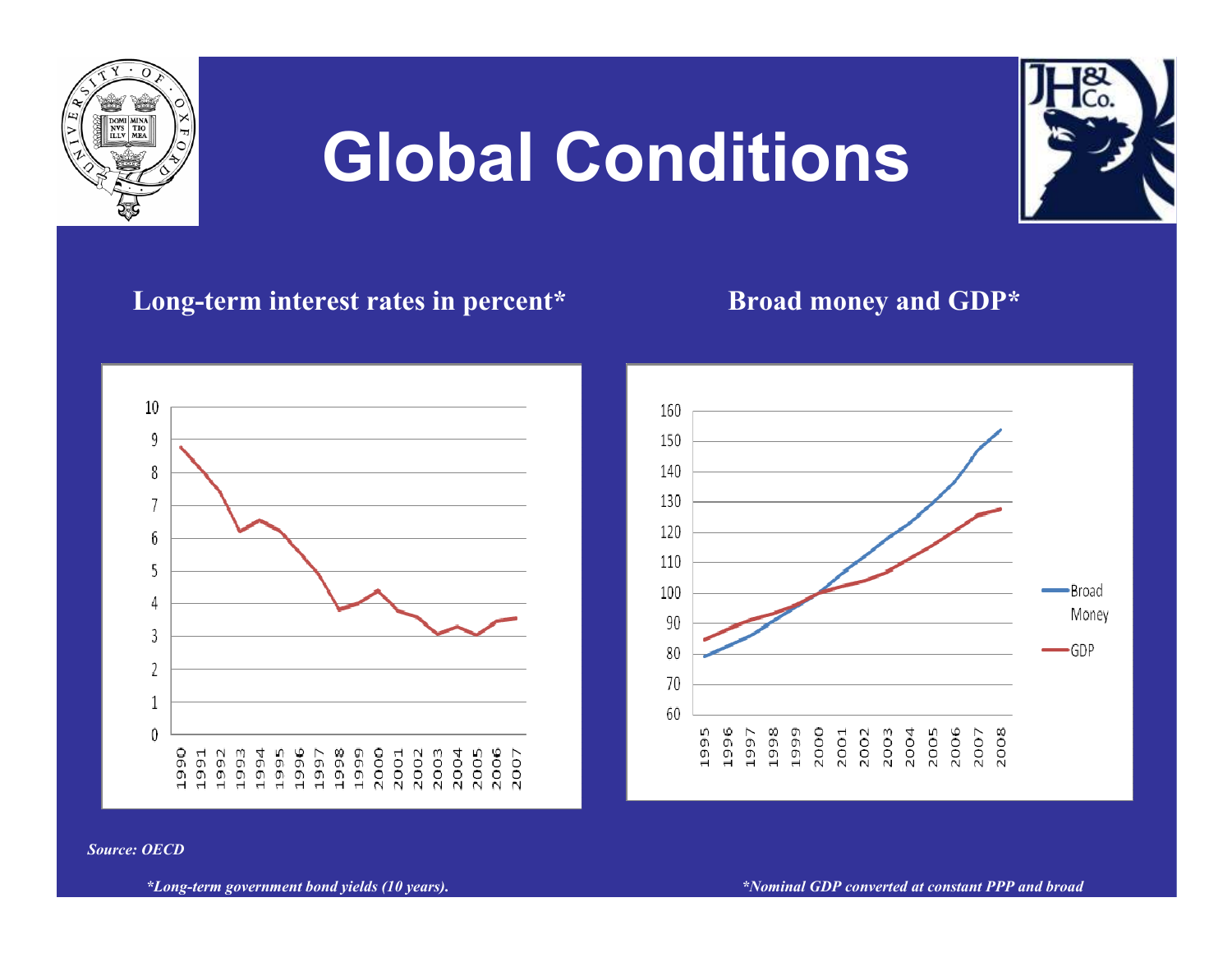# Global Conditions

**Long-term interest rates in percent***

**Broad money and GDP***

*Source: OECD*

**Long-term government bond yields (10 years).*

**Nominal GDP converted at constant PPP and broad*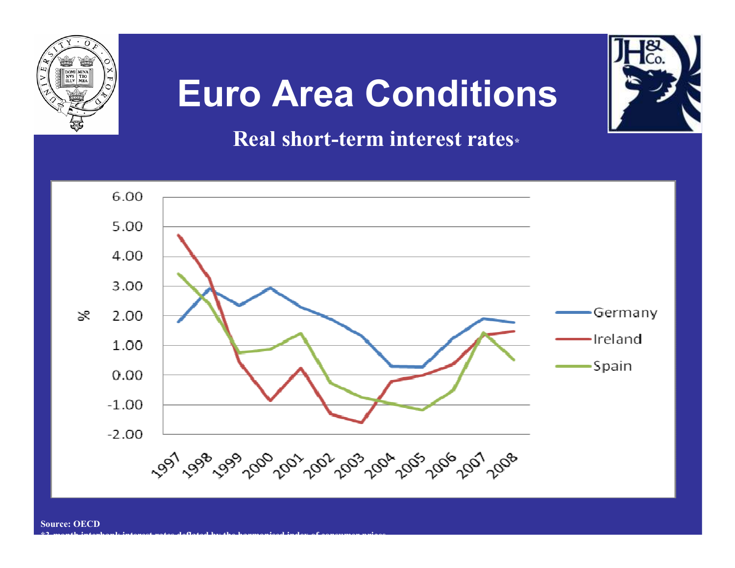# Euro Area Conditions

## Real short-term interest rates*

Source: OECD

*3-month interbank interest rates deflated by the harmonised index of consumer prices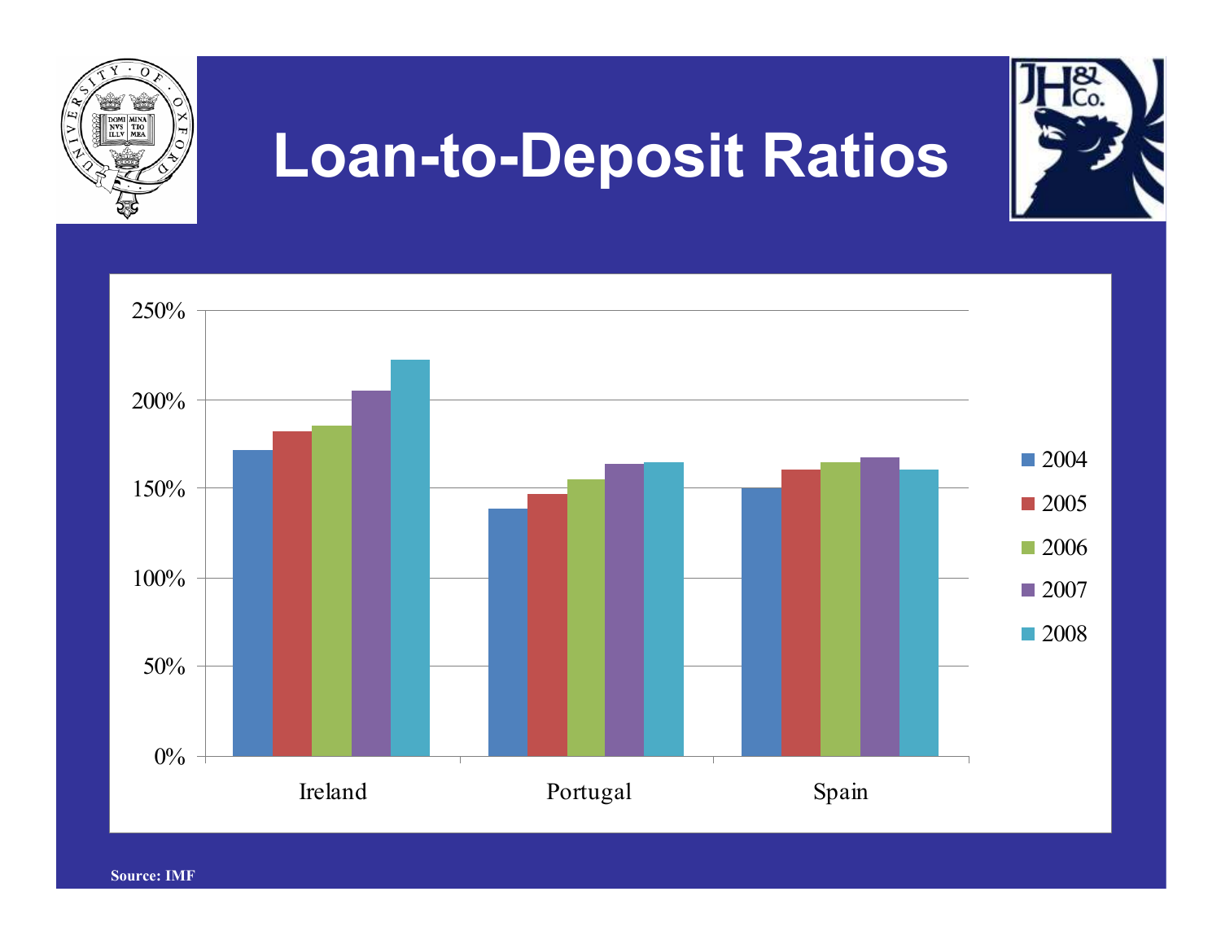# Loan-to-Deposit Ratios

Source: IMF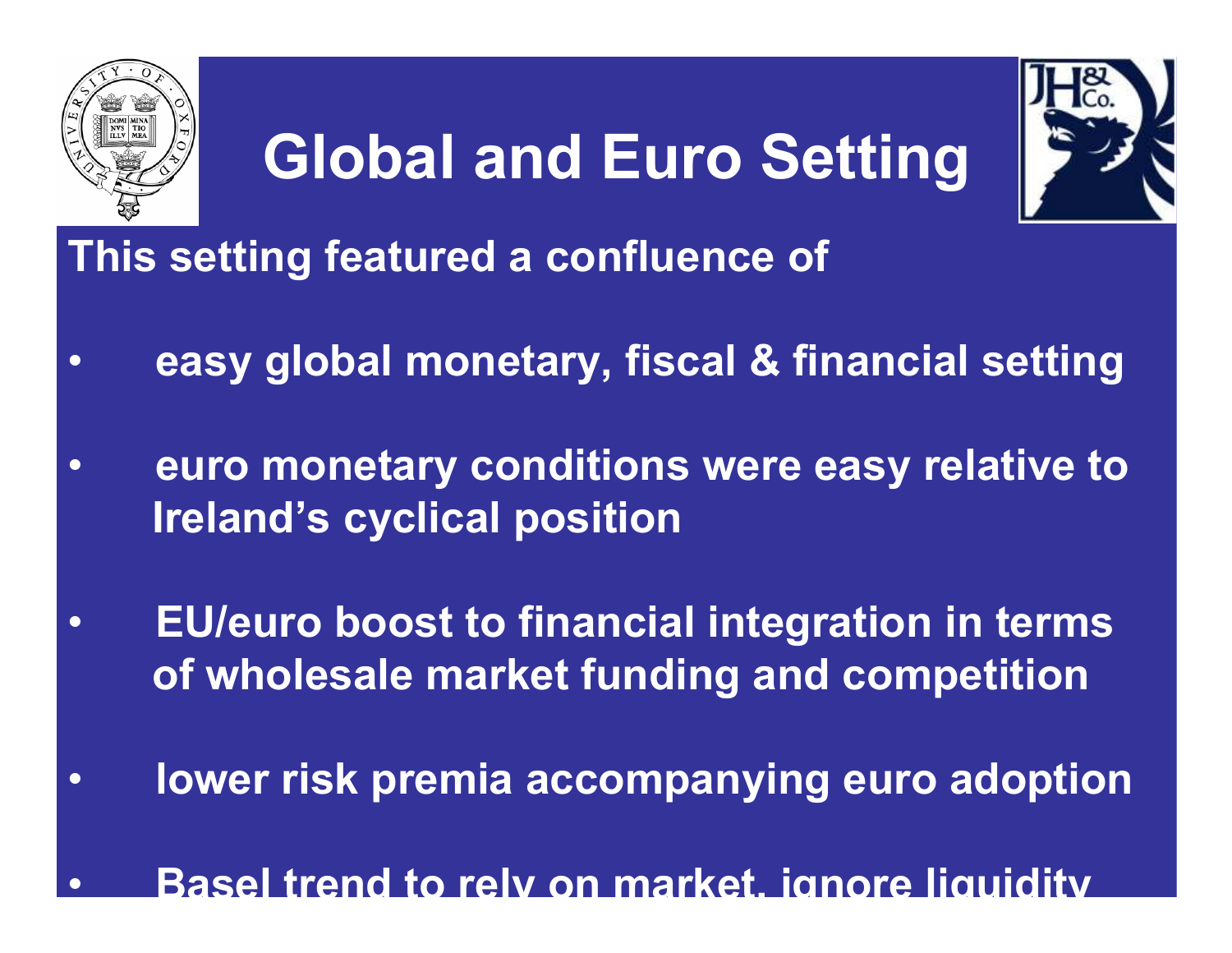# Global and Euro Setting

**This setting featured a confluence of**

- **easy global monetary, fiscal & financial setting**
- **euro monetary conditions were easy relative to Ireland's cyclical position**
- **EU/euro boost to financial integration in terms of wholesale market funding and competition**
- **lower risk premia accompanying euro adoption**
- **Basel trend to rely on market, ignore liquidity**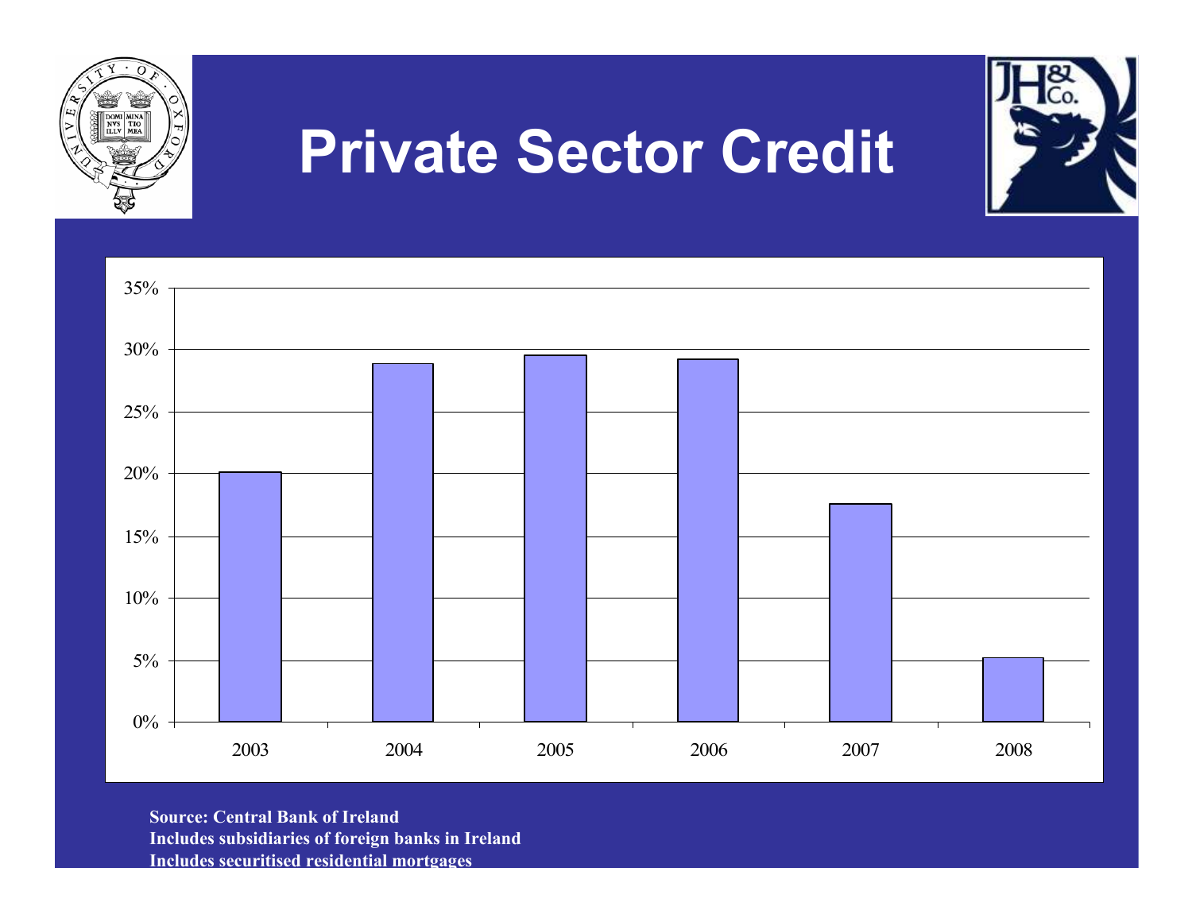# Private Sector Credit

| Year | Private Sector Credit Growth |
|---|---|
| 2003 | ~20% |
| 2004 | ~29% |
| 2005 | ~29.5% |
| 2006 | ~29% |
| 2007 | ~17.5% |
| 2008 | ~5% |

**Source: Central Bank of Ireland**
**Includes subsidiaries of foreign banks in Ireland**
**Includes securitised residential mortgages**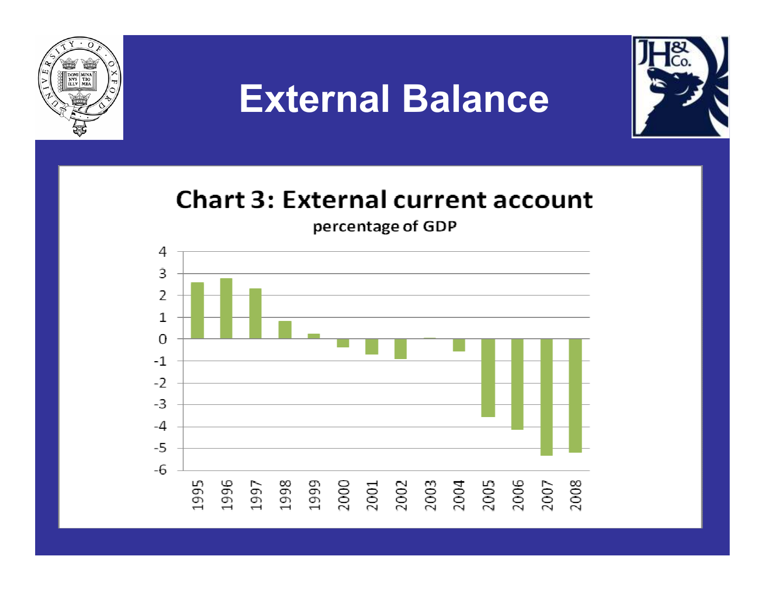# External Balance

## Chart 3: External current account

percentage of GDP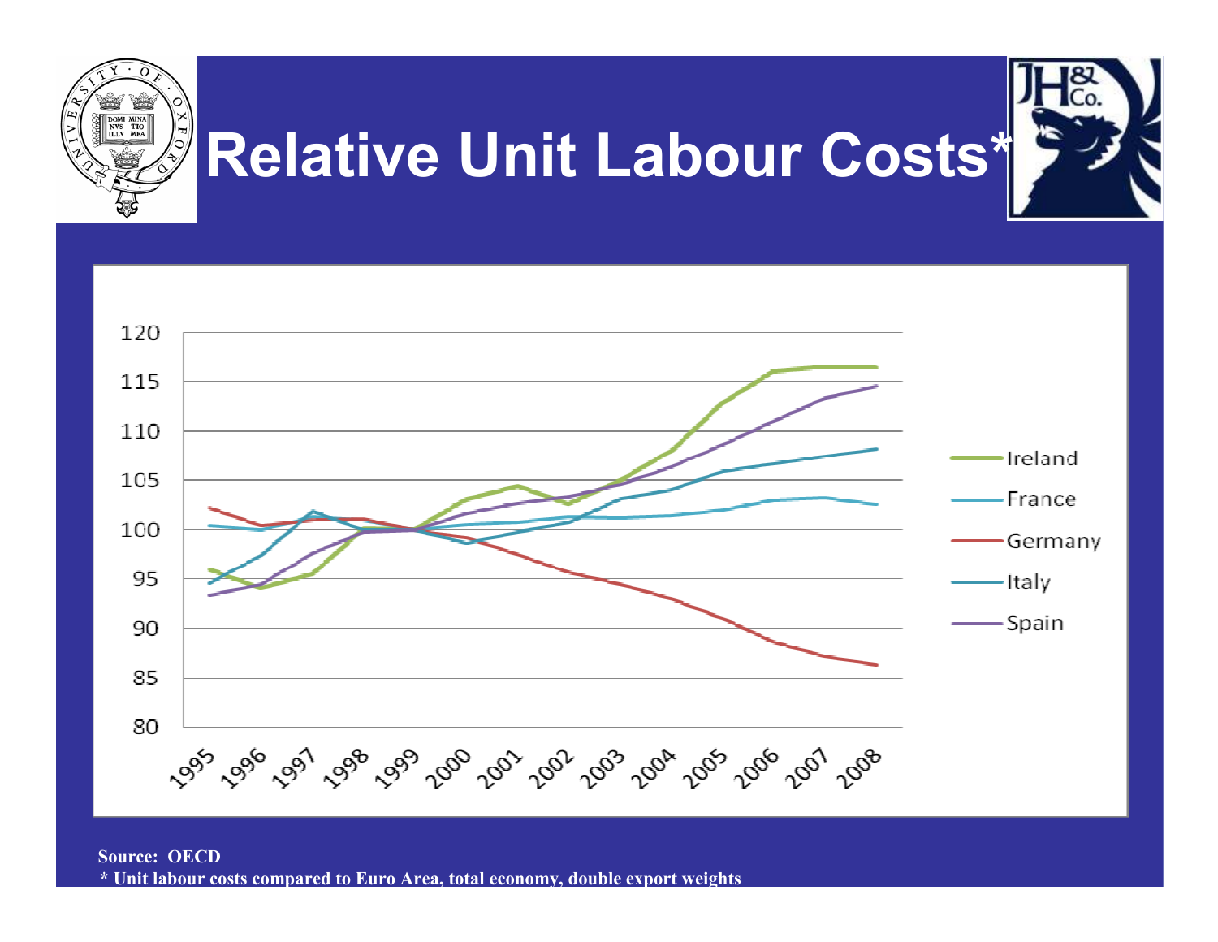# Relative Unit Labour Costs*

Source: OECD

* Unit labour costs compared to Euro Area, total economy, double export weights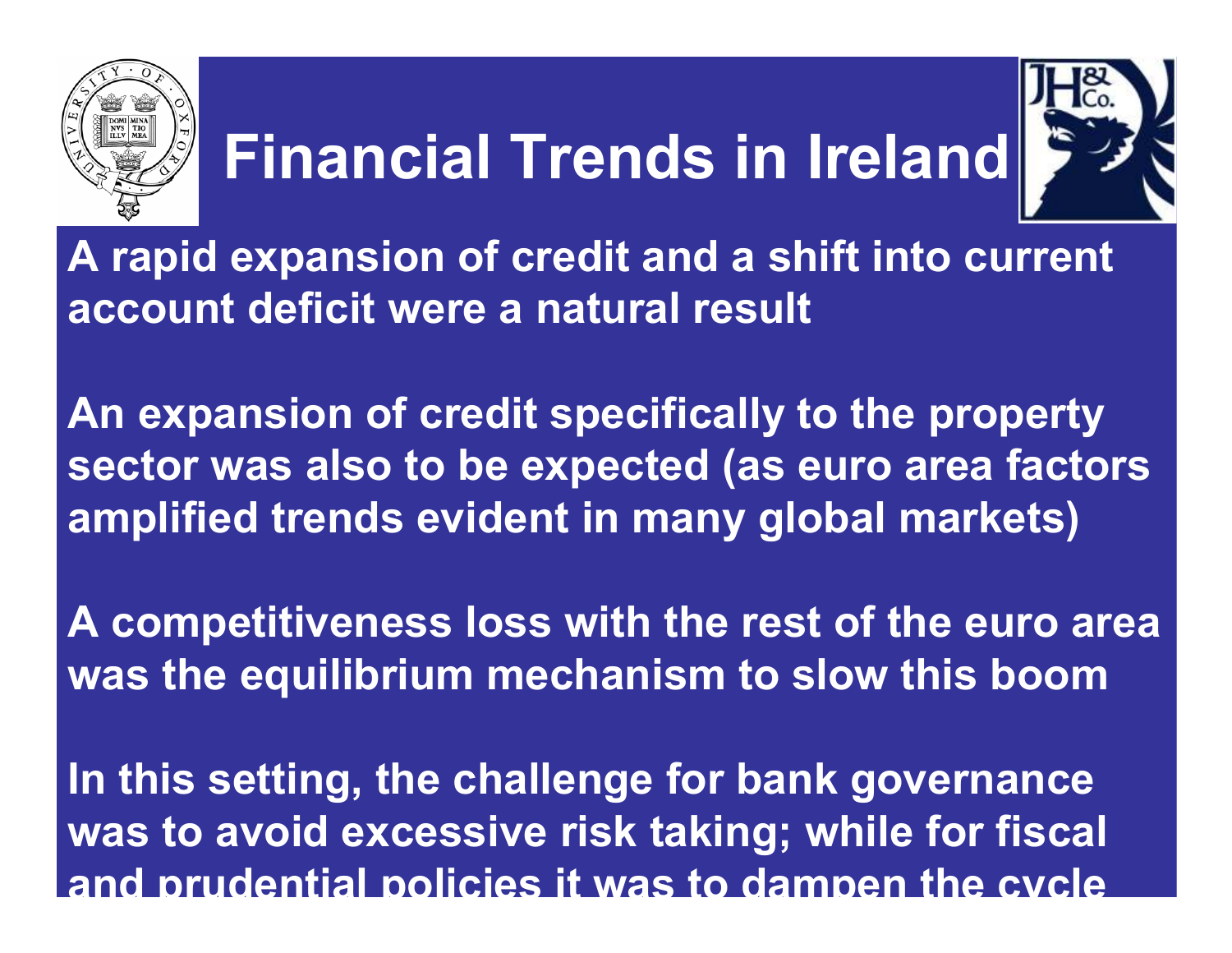# Financial Trends in Ireland

**A rapid expansion of credit and a shift into current account deficit were a natural result**

**An expansion of credit specifically to the property sector was also to be expected (as euro area factors amplified trends evident in many global markets)**

**A competitiveness loss with the rest of the euro area was the equilibrium mechanism to slow this boom**

**In this setting, the challenge for bank governance was to avoid excessive risk taking; while for fiscal and prudential policies it was to dampen the cycle**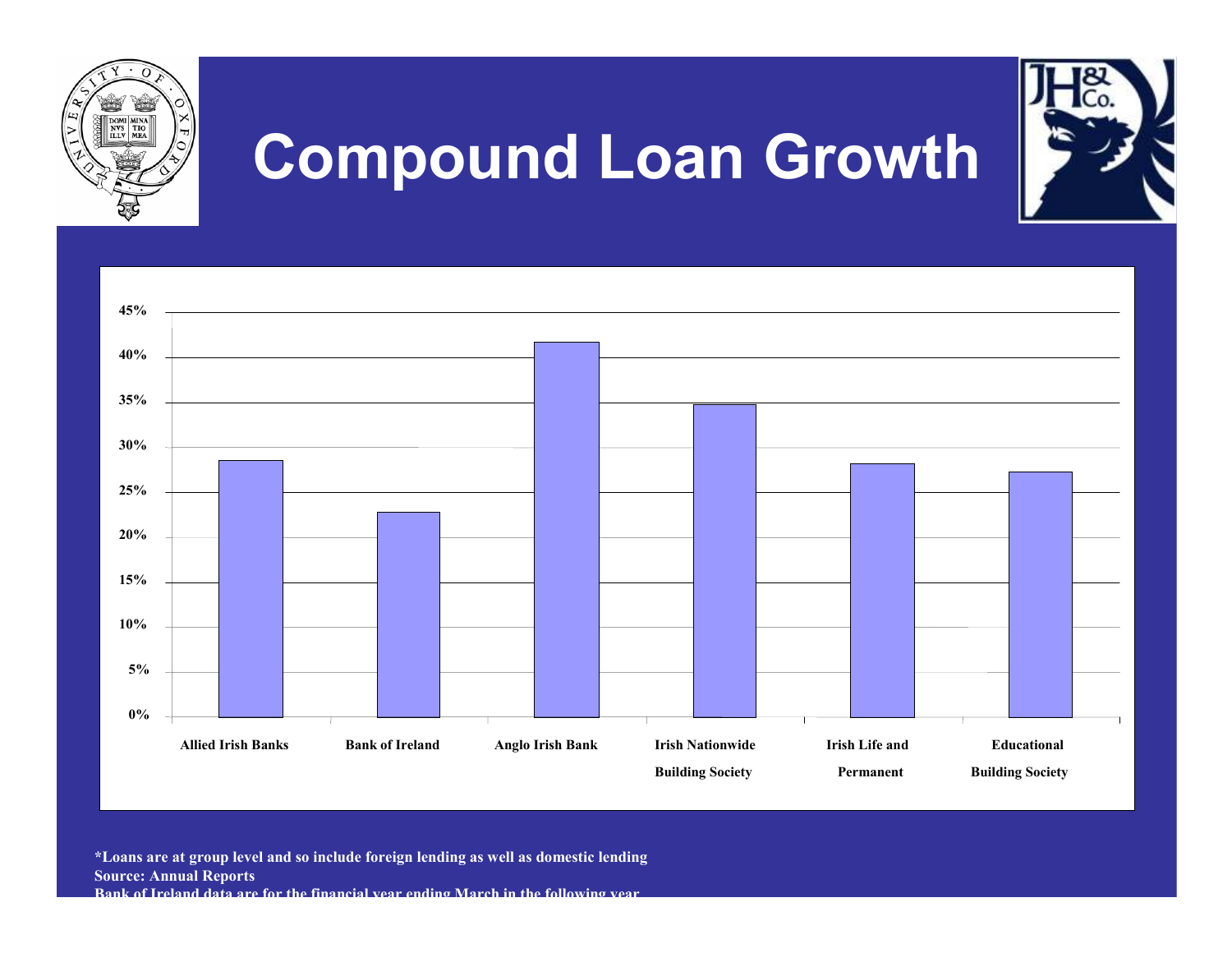# Compound Loan Growth

| Bank | Compound Loan Growth |
|---|---|
| Allied Irish Banks | ~28.5% |
| Bank of Ireland | ~23% |
| Anglo Irish Bank | ~41.5% |
| Irish Nationwide Building Society | ~35% |
| Irish Life and Permanent | ~28% |
| Educational Building Society | ~27% |

**\*Loans are at group level and so include foreign lending as well as domestic lending**
**Source: Annual Reports**
**Bank of Ireland data are for the financial year ending March in the following year**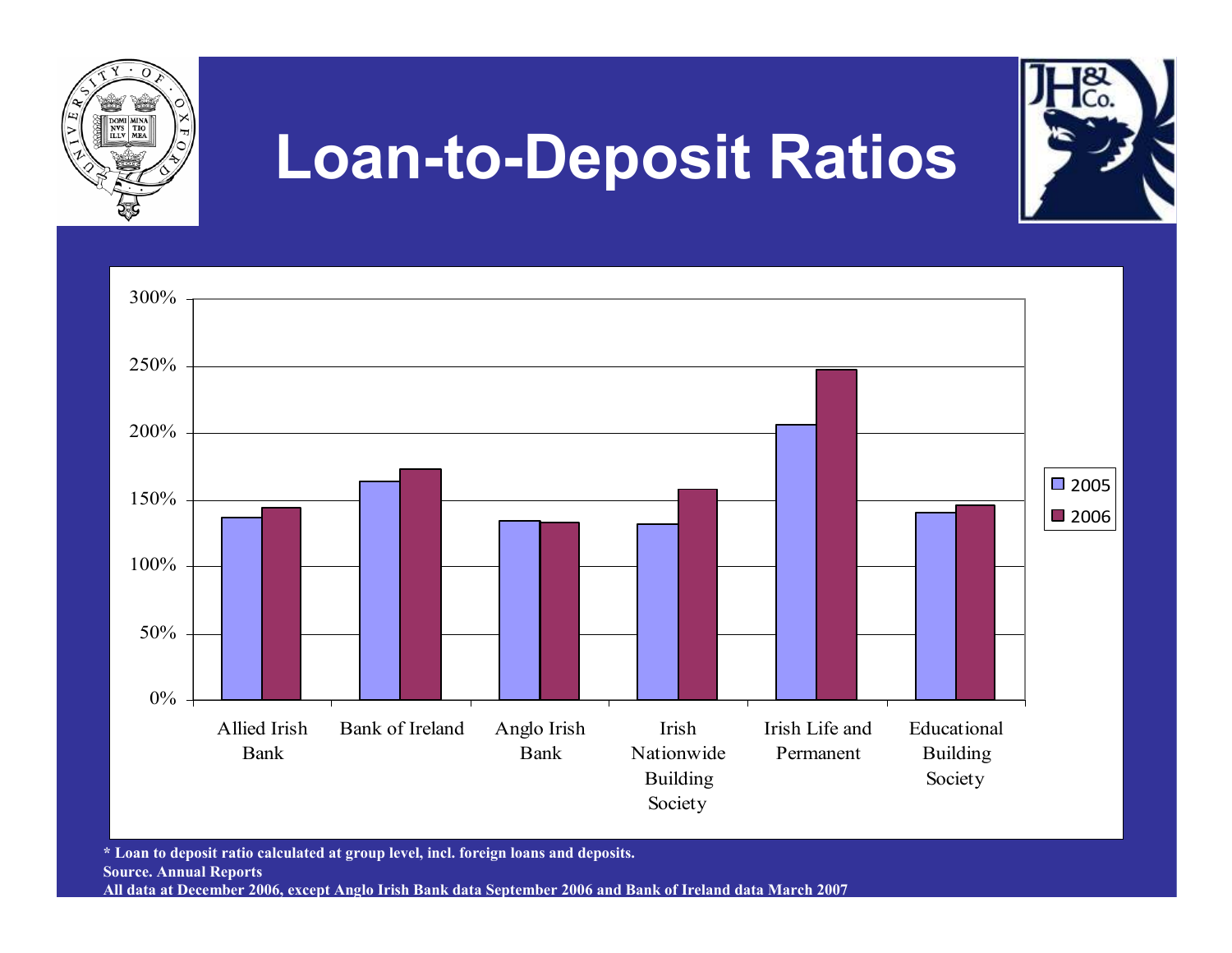# Loan-to-Deposit Ratios

| | 2005 | 2006 |
|---|---|---|
| Allied Irish Bank | 137% | 144% |
| Bank of Ireland | 164% | 173% |
| Anglo Irish Bank | 134% | 133% |
| Irish Nationwide Building Society | 132% | 158% |
| Irish Life and Permanent | 206% | 247% |
| Educational Building Society | 140% | 146% |

**\* Loan to deposit ratio calculated at group level, incl. foreign loans and deposits.**

**Source. Annual Reports**

**All data at December 2006, except Anglo Irish Bank data September 2006 and Bank of Ireland data March 2007**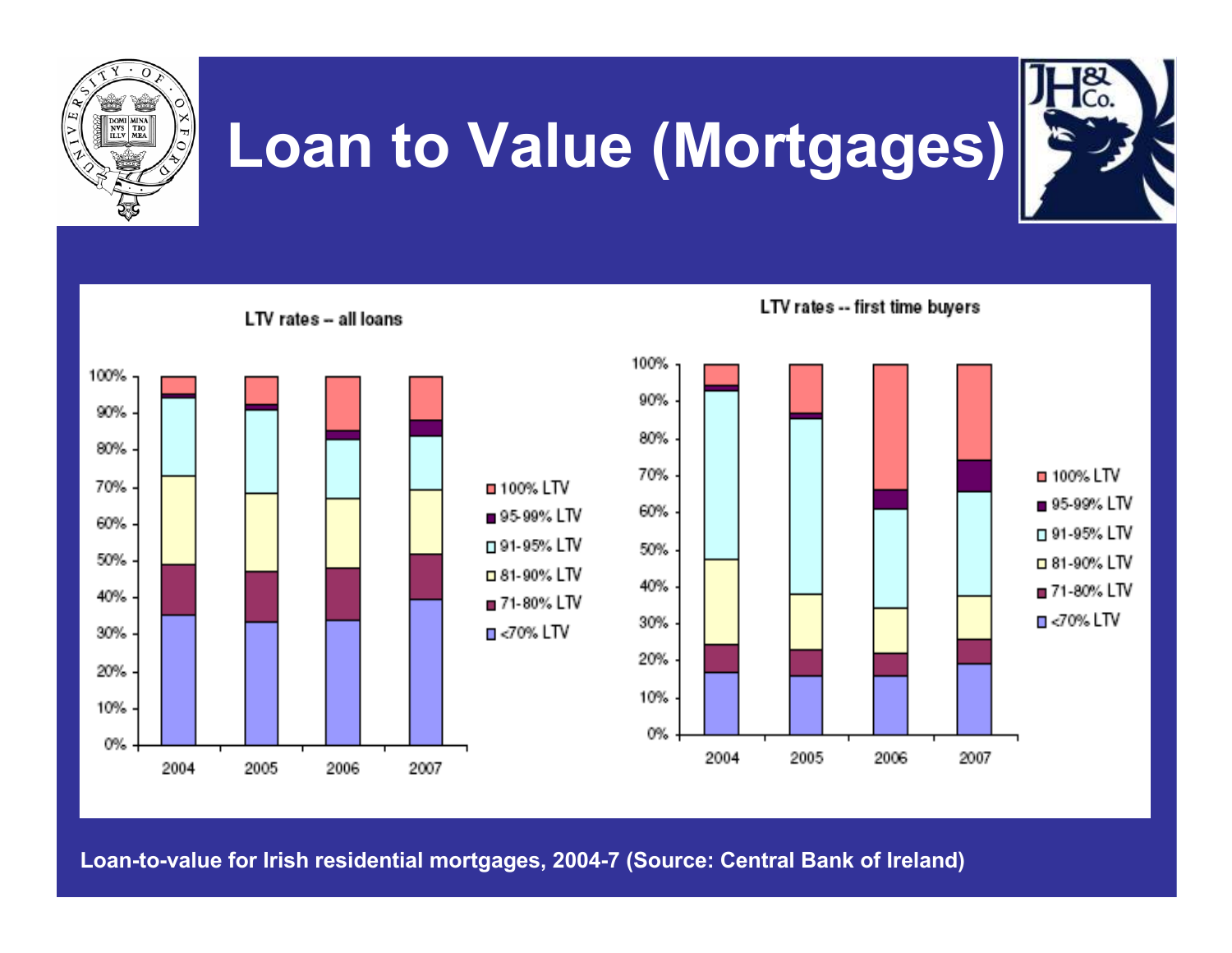# Loan to Value (Mortgages)

LTV rates -- all loans

LTV rates -- first time buyers

Loan-to-value for Irish residential mortgages, 2004-7 (Source: Central Bank of Ireland)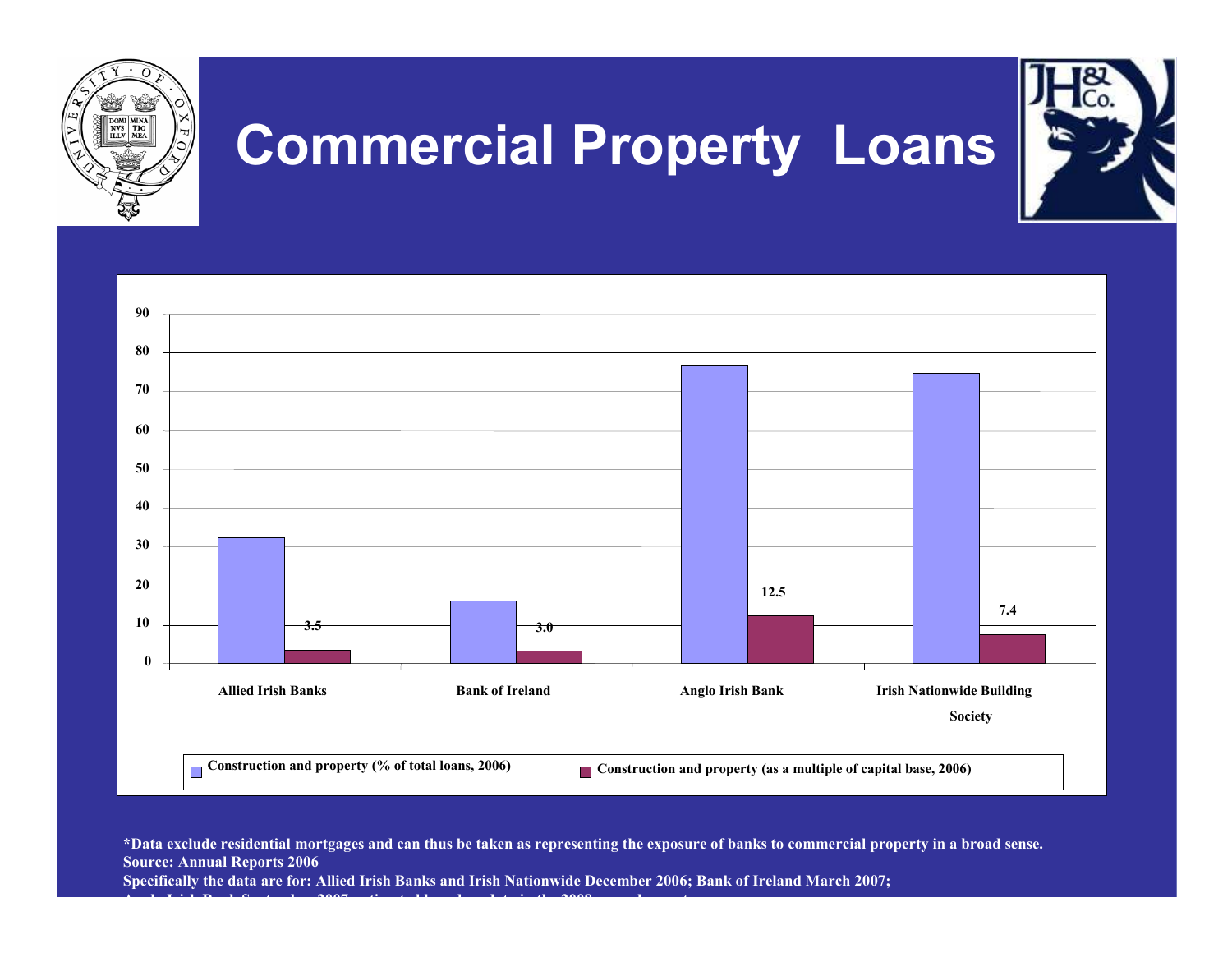# Commercial Property Loans

| | Construction and property (% of total loans, 2006) | Construction and property (as a multiple of capital base, 2006) |
|---|---|---|
| Allied Irish Banks | | 3.5 |
| Bank of Ireland | | 3.0 |
| Anglo Irish Bank | | 12.5 |
| Irish Nationwide Building Society | | 7.4 |

**\*Data exclude residential mortgages and can thus be taken as representing the exposure of banks to commercial property in a broad sense.**
**Source: Annual Reports 2006**
**Specifically the data are for: Allied Irish Banks and Irish Nationwide December 2006; Bank of Ireland March 2007;**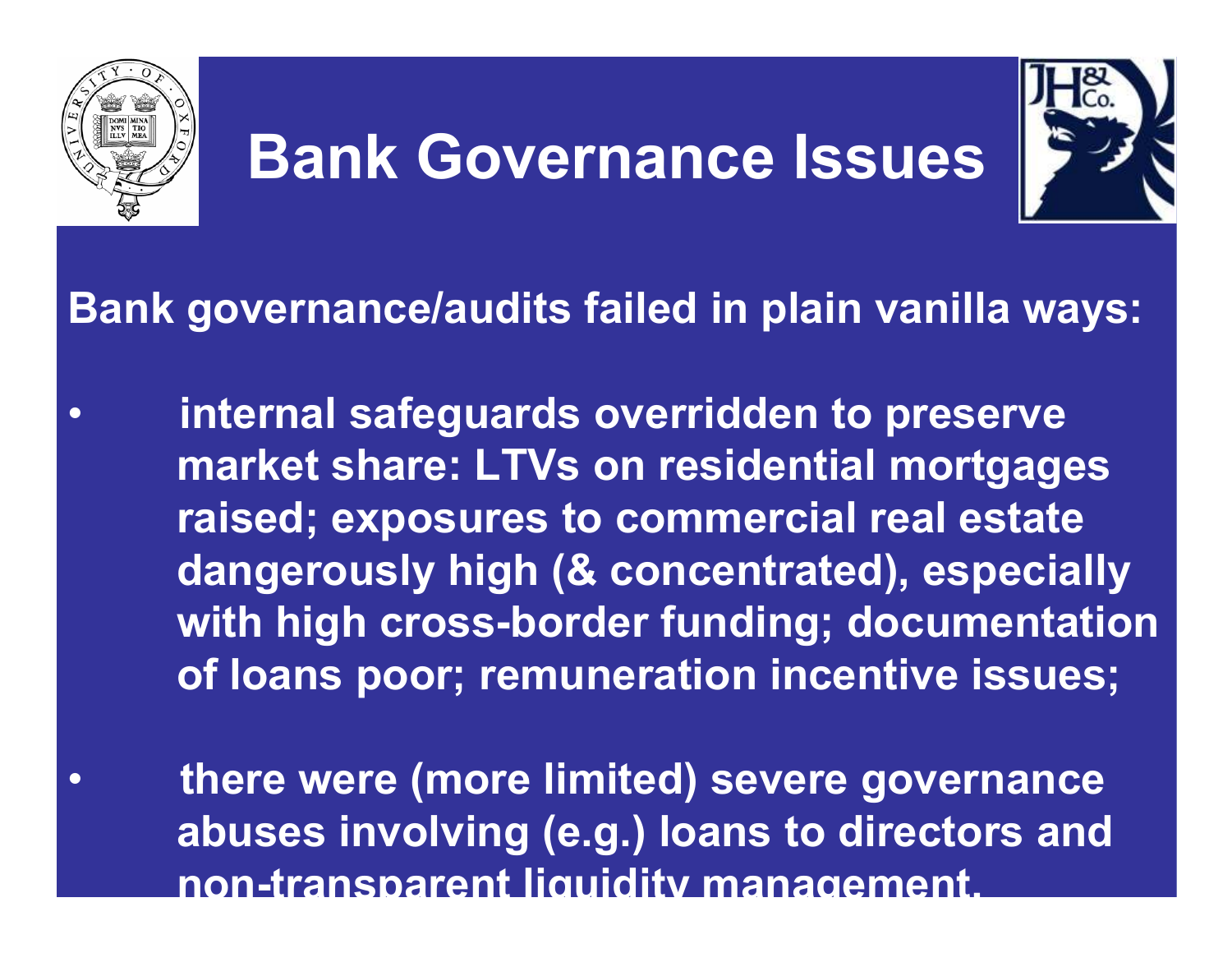# Bank Governance Issues

**Bank governance/audits failed in plain vanilla ways:**

- **internal safeguards overridden to preserve market share: LTVs on residential mortgages raised; exposures to commercial real estate dangerously high (& concentrated), especially with high cross-border funding; documentation of loans poor; remuneration incentive issues;**
- **there were (more limited) severe governance abuses involving (e.g.) loans to directors and non-transparent liquidity management.**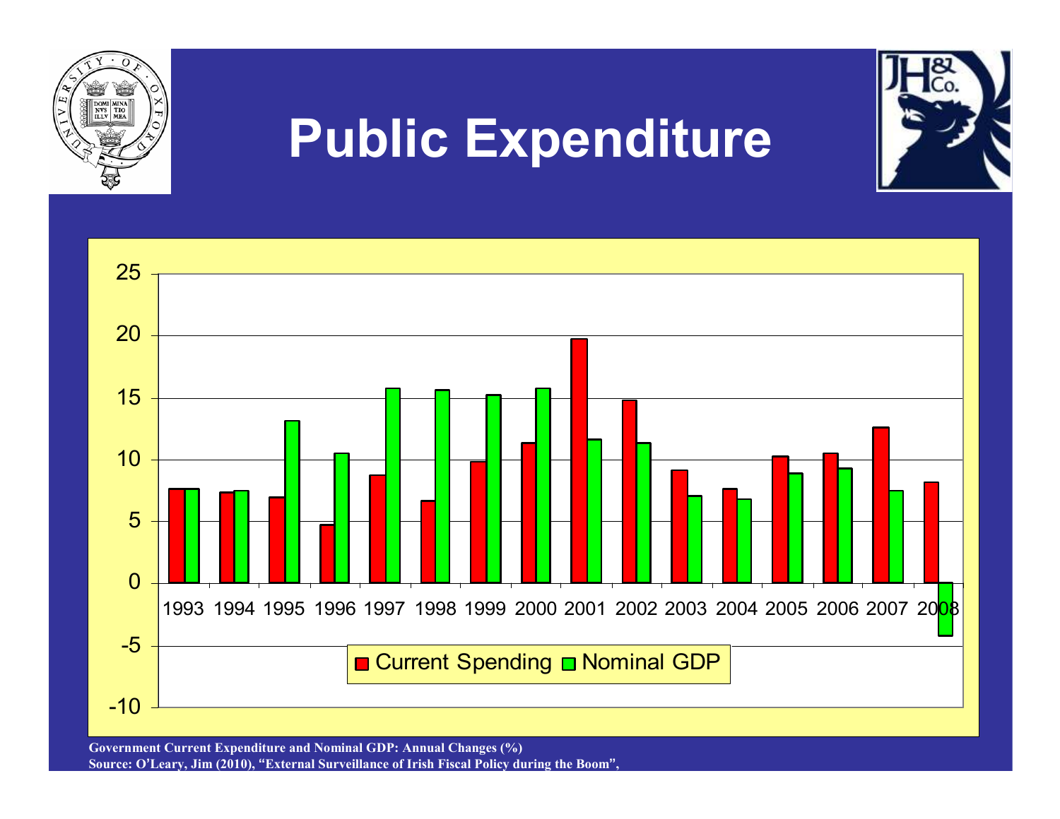# Public Expenditure

Government Current Expenditure and Nominal GDP: Annual Changes (%)

Source: O'Leary, Jim (2010), "External Surveillance of Irish Fiscal Policy during the Boom",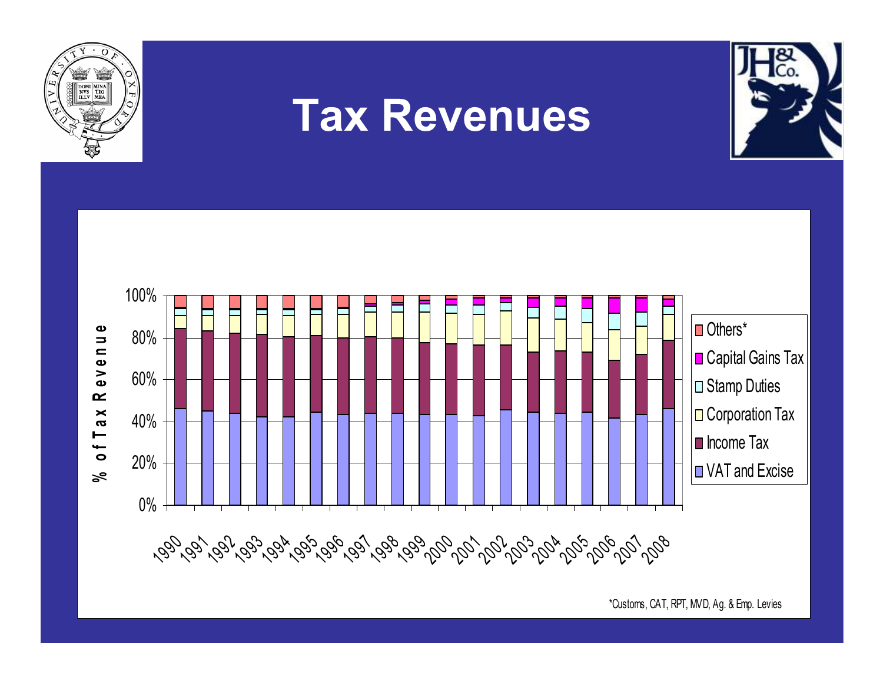# Tax Revenues

*Customs, CAT, RPT, MVD, Ag. & Emp. Levies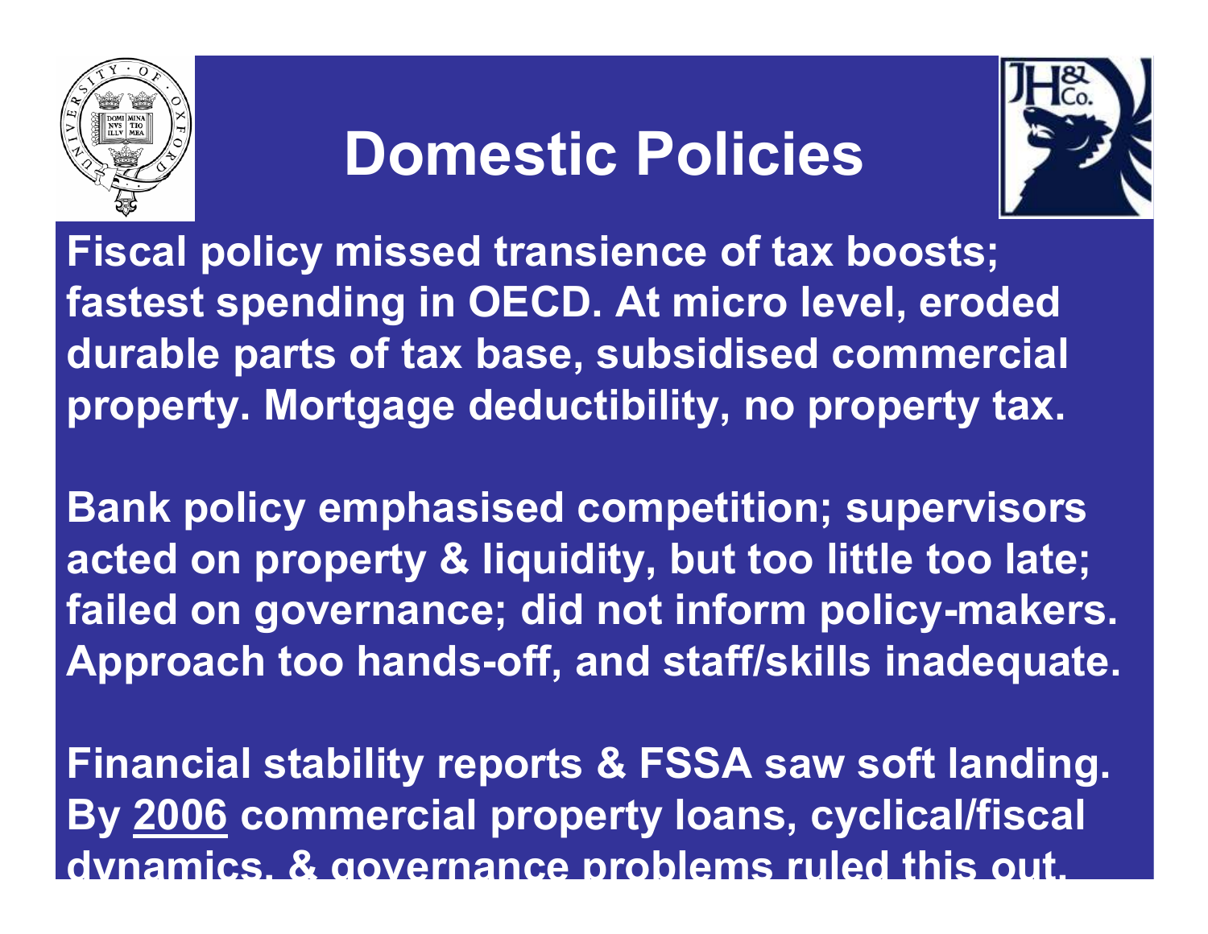# Domestic Policies

Fiscal policy missed transience of tax boosts; fastest spending in OECD. At micro level, eroded durable parts of tax base, subsidised commercial property. Mortgage deductibility, no property tax.

Bank policy emphasised competition; supervisors acted on property & liquidity, but too little too late; failed on governance; did not inform policy-makers. Approach too hands-off, and staff/skills inadequate.

Financial stability reports & FSSA saw soft landing. By 2006 commercial property loans, cyclical/fiscal dynamics, & governance problems ruled this out.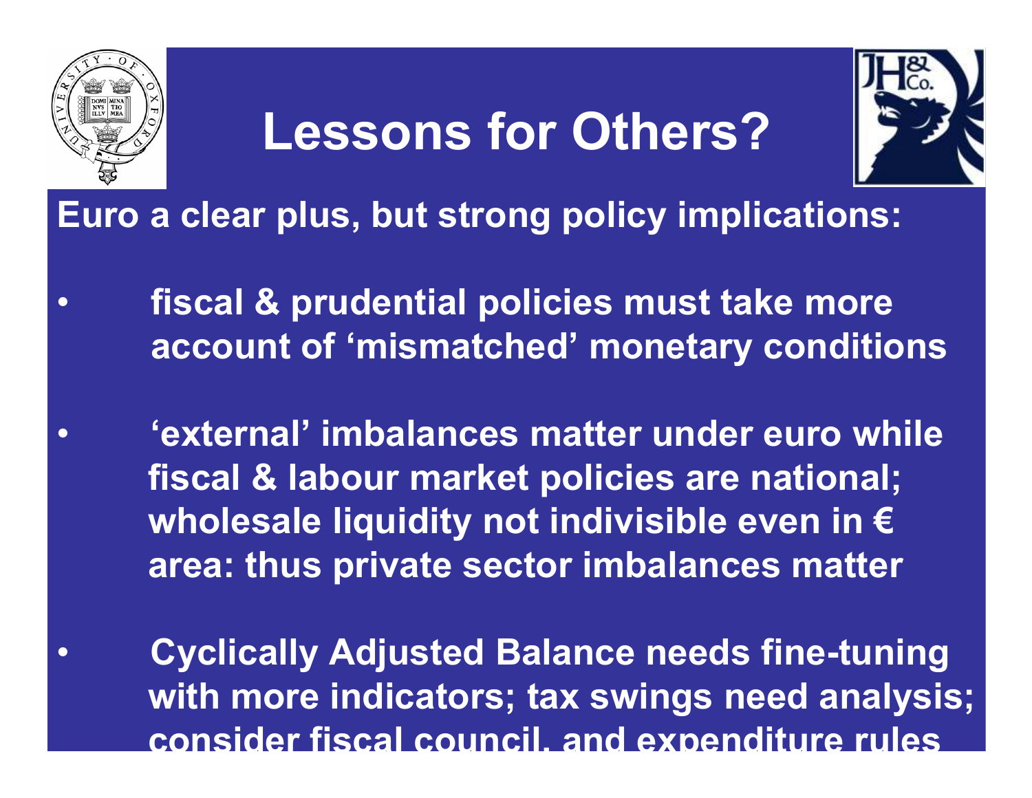# Lessons for Others?

**Euro a clear plus, but strong policy implications:**

- **fiscal & prudential policies must take more account of 'mismatched' monetary conditions**
- **'external' imbalances matter under euro while fiscal & labour market policies are national; wholesale liquidity not indivisible even in € area: thus private sector imbalances matter**
- **Cyclically Adjusted Balance needs fine-tuning with more indicators; tax swings need analysis; consider fiscal council, and expenditure rules**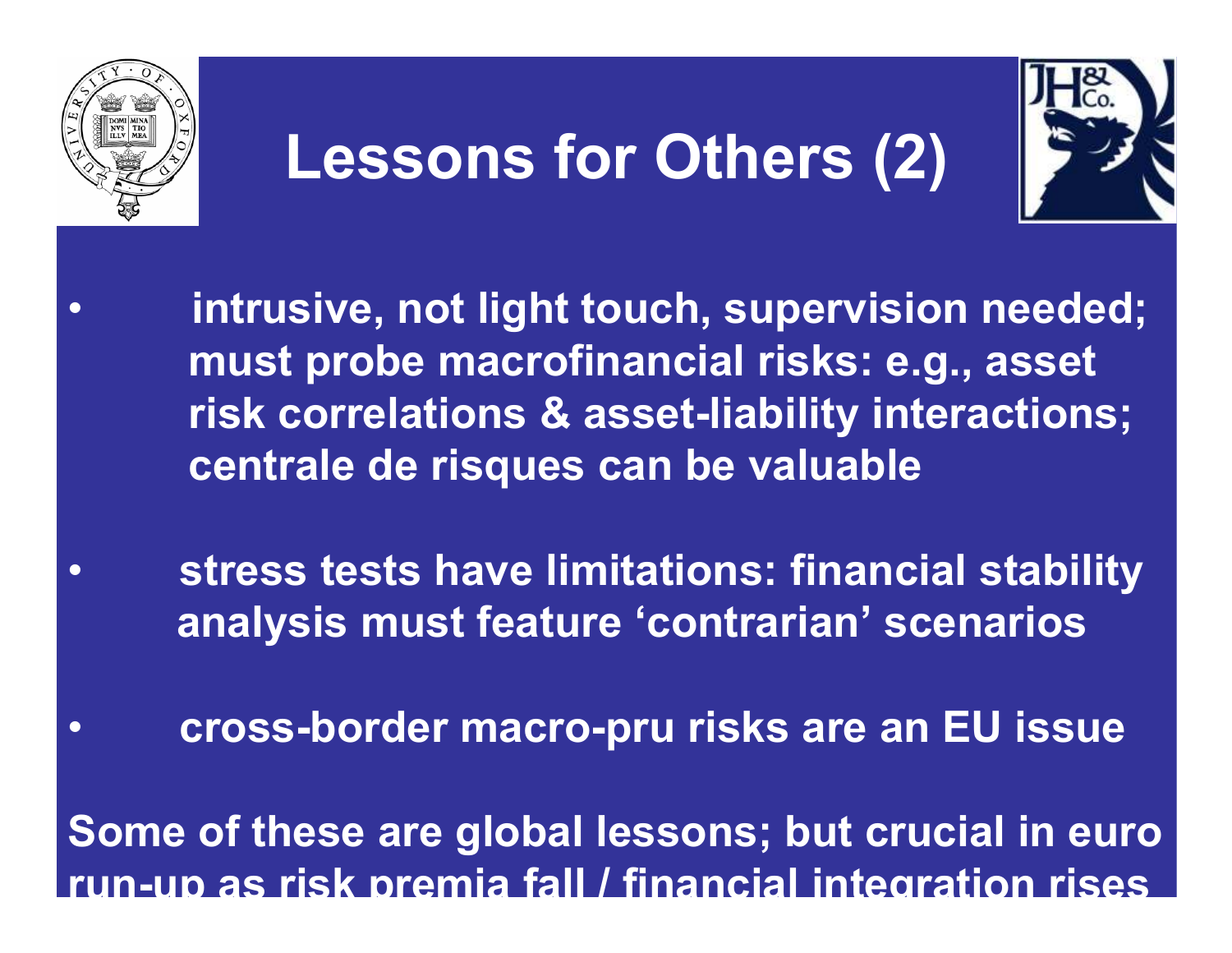# Lessons for Others (2)

- intrusive, not light touch, supervision needed; must probe macrofinancial risks: e.g., asset risk correlations & asset-liability interactions; centrale de risques can be valuable
- stress tests have limitations: financial stability analysis must feature 'contrarian' scenarios
- cross-border macro-pru risks are an EU issue

Some of these are global lessons; but crucial in euro run-up as risk premia fall / financial integration rises